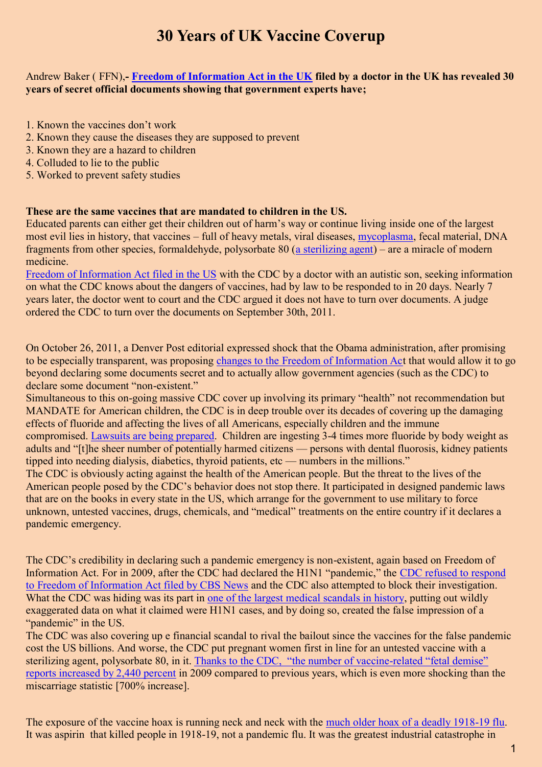# 30 Years of UK Vaccine Coverup

Andrew Baker ( FFN),- **Freedom of Information Act in the UK filed by a doctor in the UK has revealed 30 years of secret official documents showing that government experts have;**

1. Known the vaccines don't work
2. Known they cause the diseases they are supposed to prevent
3. Known they are a hazard to children
4. Colluded to lie to the public
5. Worked to prevent safety studies

**These are the same vaccines that are mandated to children in the US.**

Educated parents can either get their children out of harm's way or continue living inside one of the largest most evil lies in history, that vaccines – full of heavy metals, viral diseases, mycoplasma, fecal material, DNA fragments from other species, formaldehyde, polysorbate 80 (a sterilizing agent) – are a miracle of modern medicine.

Freedom of Information Act filed in the US with the CDC by a doctor with an autistic son, seeking information on what the CDC knows about the dangers of vaccines, had by law to be responded to in 20 days. Nearly 7 years later, the doctor went to court and the CDC argued it does not have to turn over documents. A judge ordered the CDC to turn over the documents on September 30th, 2011.

On October 26, 2011, a Denver Post editorial expressed shock that the Obama administration, after promising to be especially transparent, was proposing changes to the Freedom of Information Act that would allow it to go beyond declaring some documents secret and to actually allow government agencies (such as the CDC) to declare some document "non-existent."

Simultaneous to this on-going massive CDC cover up involving its primary "health" not recommendation but MANDATE for American children, the CDC is in deep trouble over its decades of covering up the damaging effects of fluoride and affecting the lives of all Americans, especially children and the immune compromised. Lawsuits are being prepared. Children are ingesting 3-4 times more fluoride by body weight as adults and "[t]he sheer number of potentially harmed citizens — persons with dental fluorosis, kidney patients tipped into needing dialysis, diabetics, thyroid patients, etc — numbers in the millions."

The CDC is obviously acting against the health of the American people. But the threat to the lives of the American people posed by the CDC's behavior does not stop there. It participated in designed pandemic laws that are on the books in every state in the US, which arrange for the government to use military to force unknown, untested vaccines, drugs, chemicals, and "medical" treatments on the entire country if it declares a pandemic emergency.

The CDC's credibility in declaring such a pandemic emergency is non-existent, again based on Freedom of Information Act. For in 2009, after the CDC had declared the H1N1 "pandemic," the CDC refused to respond to Freedom of Information Act filed by CBS News and the CDC also attempted to block their investigation. What the CDC was hiding was its part in one of the largest medical scandals in history, putting out wildly exaggerated data on what it claimed were H1N1 cases, and by doing so, created the false impression of a "pandemic" in the US.

The CDC was also covering up e financial scandal to rival the bailout since the vaccines for the false pandemic cost the US billions. And worse, the CDC put pregnant women first in line for an untested vaccine with a sterilizing agent, polysorbate 80, in it. Thanks to the CDC, "the number of vaccine-related "fetal demise" reports increased by 2,440 percent in 2009 compared to previous years, which is even more shocking than the miscarriage statistic [700% increase].

The exposure of the vaccine hoax is running neck and neck with the much older hoax of a deadly 1918-19 flu. It was aspirin that killed people in 1918-19, not a pandemic flu. It was the greatest industrial catastrophe in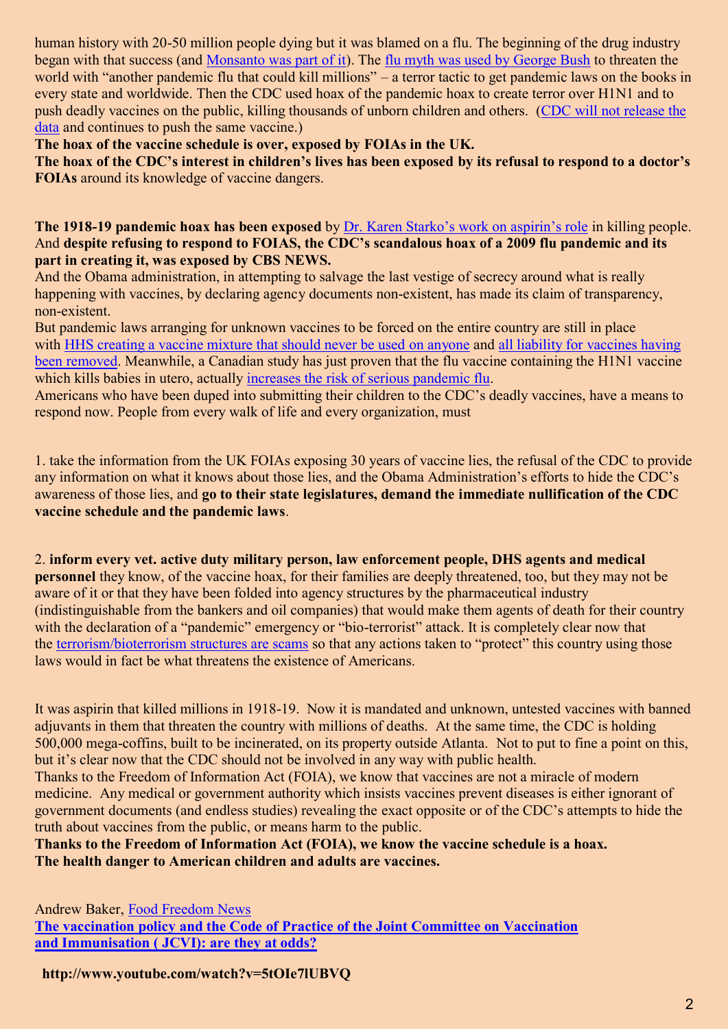human history with 20-50 million people dying but it was blamed on a flu. The beginning of the drug industry began with that success (and Monsanto was part of it). The flu myth was used by George Bush to threaten the world with "another pandemic flu that could kill millions" – a terror tactic to get pandemic laws on the books in every state and worldwide. Then the CDC used hoax of the pandemic hoax to create terror over H1N1 and to push deadly vaccines on the public, killing thousands of unborn children and others. (CDC will not release the data and continues to push the same vaccine.)

**The hoax of the vaccine schedule is over, exposed by FOIAs in the UK.**

**The hoax of the CDC's interest in children's lives has been exposed by its refusal to respond to a doctor's FOIAs** around its knowledge of vaccine dangers.

**The 1918-19 pandemic hoax has been exposed** by Dr. Karen Starko's work on aspirin's role in killing people. And **despite refusing to respond to FOIAS, the CDC's scandalous hoax of a 2009 flu pandemic and its part in creating it, was exposed by CBS NEWS.**

And the Obama administration, in attempting to salvage the last vestige of secrecy around what is really happening with vaccines, by declaring agency documents non-existent, has made its claim of transparency, non-existent.

But pandemic laws arranging for unknown vaccines to be forced on the entire country are still in place with HHS creating a vaccine mixture that should never be used on anyone and all liability for vaccines having been removed. Meanwhile, a Canadian study has just proven that the flu vaccine containing the H1N1 vaccine which kills babies in utero, actually increases the risk of serious pandemic flu.

Americans who have been duped into submitting their children to the CDC's deadly vaccines, have a means to respond now. People from every walk of life and every organization, must

1. take the information from the UK FOIAs exposing 30 years of vaccine lies, the refusal of the CDC to provide any information on what it knows about those lies, and the Obama Administration's efforts to hide the CDC's awareness of those lies, and **go to their state legislatures, demand the immediate nullification of the CDC vaccine schedule and the pandemic laws**.

2. **inform every vet. active duty military person, law enforcement people, DHS agents and medical personnel** they know, of the vaccine hoax, for their families are deeply threatened, too, but they may not be aware of it or that they have been folded into agency structures by the pharmaceutical industry (indistinguishable from the bankers and oil companies) that would make them agents of death for their country with the declaration of a "pandemic" emergency or "bio-terrorist" attack. It is completely clear now that the terrorism/bioterrorism structures are scams so that any actions taken to "protect" this country using those laws would in fact be what threatens the existence of Americans.

It was aspirin that killed millions in 1918-19. Now it is mandated and unknown, untested vaccines with banned adjuvants in them that threaten the country with millions of deaths. At the same time, the CDC is holding 500,000 mega-coffins, built to be incinerated, on its property outside Atlanta. Not to put to fine a point on this, but it's clear now that the CDC should not be involved in any way with public health.

Thanks to the Freedom of Information Act (FOIA), we know that vaccines are not a miracle of modern medicine. Any medical or government authority which insists vaccines prevent diseases is either ignorant of government documents (and endless studies) revealing the exact opposite or of the CDC's attempts to hide the truth about vaccines from the public, or means harm to the public.

**Thanks to the Freedom of Information Act (FOIA), we know the vaccine schedule is a hoax.**

**The health danger to American children and adults are vaccines.**

Andrew Baker, Food Freedom News

**The vaccination policy and the Code of Practice of the Joint Committee on Vaccination and Immunisation ( JCVI): are they at odds?**

**http://www.youtube.com/watch?v=5tOIe7lUBVQ**